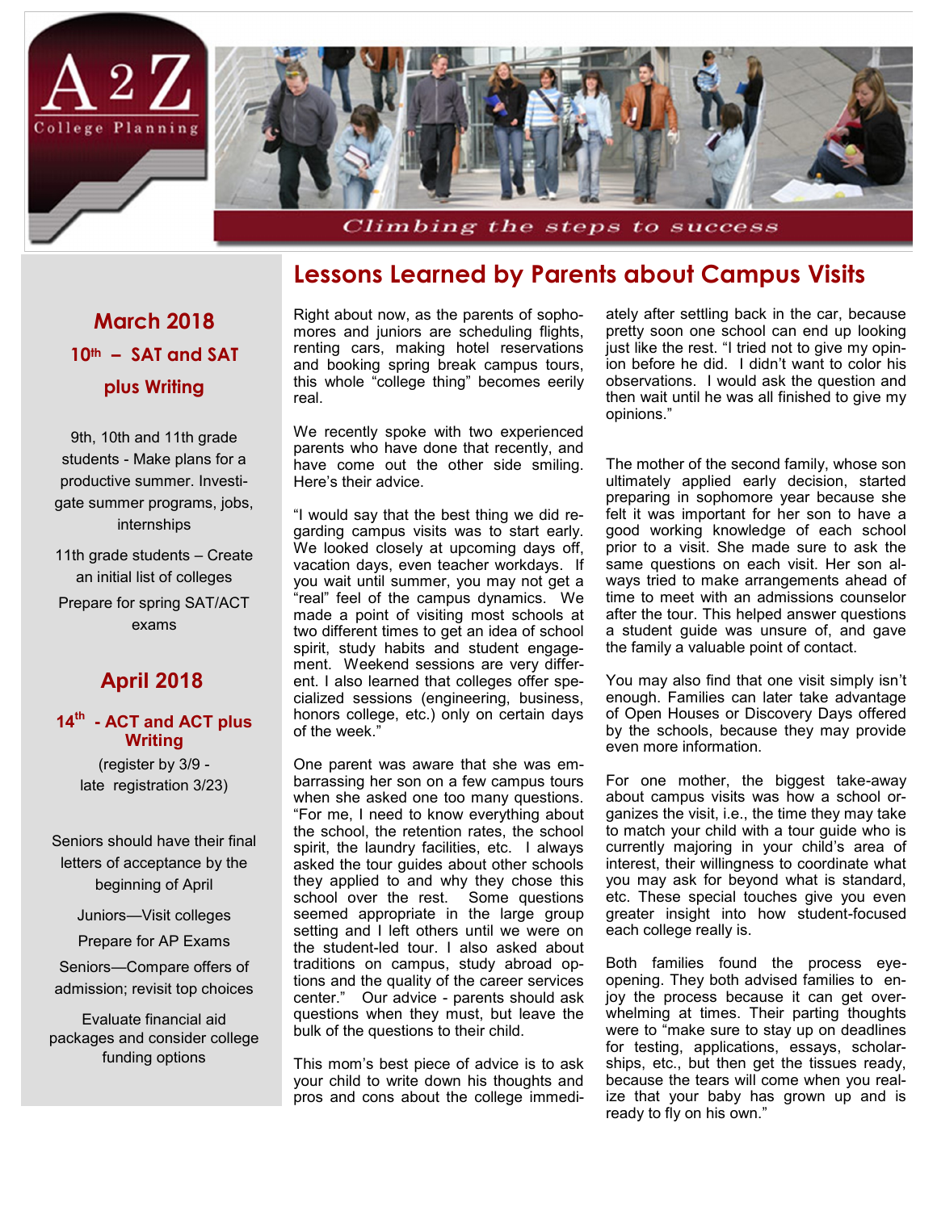A2Z College Planning

*Climbing the steps to success*

## March 2018

### 10th – SAT and SAT plus Writing

9th, 10th and 11th grade students - Make plans for a productive summer. Investigate summer programs, jobs, internships

11th grade students – Create an initial list of colleges

Prepare for spring SAT/ACT exams

## April 2018

### 14th - ACT and ACT plus Writing

(register by 3/9 - late registration 3/23)

Seniors should have their final letters of acceptance by the beginning of April

Juniors—Visit colleges

Prepare for AP Exams

Seniors—Compare offers of admission; revisit top choices

Evaluate financial aid packages and consider college funding options

# Lessons Learned by Parents about Campus Visits

Right about now, as the parents of sophomores and juniors are scheduling flights, renting cars, making hotel reservations and booking spring break campus tours, this whole "college thing" becomes eerily real.

We recently spoke with two experienced parents who have done that recently, and have come out the other side smiling. Here's their advice.

"I would say that the best thing we did regarding campus visits was to start early. We looked closely at upcoming days off, vacation days, even teacher workdays. If you wait until summer, you may not get a "real" feel of the campus dynamics. We made a point of visiting most schools at two different times to get an idea of school spirit, study habits and student engagement. Weekend sessions are very different. I also learned that colleges offer specialized sessions (engineering, business, honors college, etc.) only on certain days of the week."

One parent was aware that she was embarrassing her son on a few campus tours when she asked one too many questions. "For me, I need to know everything about the school, the retention rates, the school spirit, the laundry facilities, etc. I always asked the tour guides about other schools they applied to and why they chose this school over the rest. Some questions seemed appropriate in the large group setting and I left others until we were on the student-led tour. I also asked about traditions on campus, study abroad options and the quality of the career services center." Our advice - parents should ask questions when they must, but leave the bulk of the questions to their child.

This mom's best piece of advice is to ask your child to write down his thoughts and pros and cons about the college immediately after settling back in the car, because pretty soon one school can end up looking just like the rest. "I tried not to give my opinion before he did. I didn't want to color his observations. I would ask the question and then wait until he was all finished to give my opinions."

The mother of the second family, whose son ultimately applied early decision, started preparing in sophomore year because she felt it was important for her son to have a good working knowledge of each school prior to a visit. She made sure to ask the same questions on each visit. Her son always tried to make arrangements ahead of time to meet with an admissions counselor after the tour. This helped answer questions a student guide was unsure of, and gave the family a valuable point of contact.

You may also find that one visit simply isn't enough. Families can later take advantage of Open Houses or Discovery Days offered by the schools, because they may provide even more information.

For one mother, the biggest take-away about campus visits was how a school organizes the visit, i.e., the time they may take to match your child with a tour guide who is currently majoring in your child's area of interest, their willingness to coordinate what you may ask for beyond what is standard, etc. These special touches give you even greater insight into how student-focused each college really is.

Both families found the process eye-opening. They both advised families to enjoy the process because it can get overwhelming at times. Their parting thoughts were to "make sure to stay up on deadlines for testing, applications, essays, scholarships, etc., but then get the tissues ready, because the tears will come when you realize that your baby has grown up and is ready to fly on his own."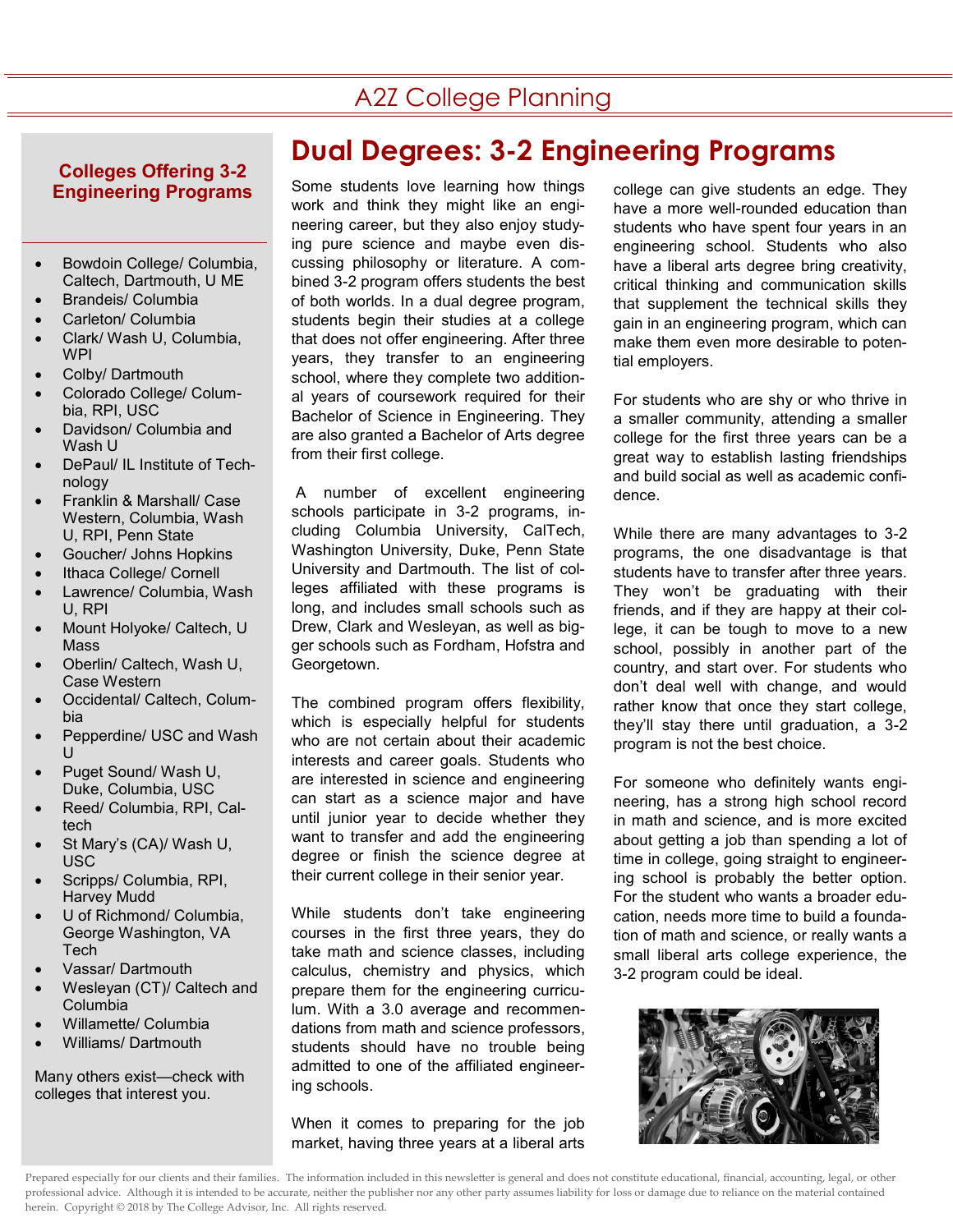# Dual Degrees: 3-2 Engineering Programs

Some students love learning how things work and think they might like an engineering career, but they also enjoy studying pure science and maybe even discussing philosophy or literature. A combined 3-2 program offers students the best of both worlds. In a dual degree program, students begin their studies at a college that does not offer engineering. After three years, they transfer to an engineering school, where they complete two additional years of coursework required for their Bachelor of Science in Engineering. They are also granted a Bachelor of Arts degree from their first college.

A number of excellent engineering schools participate in 3-2 programs, including Columbia University, CalTech, Washington University, Duke, Penn State University and Dartmouth. The list of colleges affiliated with these programs is long, and includes small schools such as Drew, Clark and Wesleyan, as well as bigger schools such as Fordham, Hofstra and Georgetown.

The combined program offers flexibility, which is especially helpful for students who are not certain about their academic interests and career goals. Students who are interested in science and engineering can start as a science major and have until junior year to decide whether they want to transfer and add the engineering degree or finish the science degree at their current college in their senior year.

While students don't take engineering courses in the first three years, they do take math and science classes, including calculus, chemistry and physics, which prepare them for the engineering curriculum. With a 3.0 average and recommendations from math and science professors, students should have no trouble being admitted to one of the affiliated engineering schools.

When it comes to preparing for the job market, having three years at a liberal arts college can give students an edge. They have a more well-rounded education than students who have spent four years in an engineering school. Students who also have a liberal arts degree bring creativity, critical thinking and communication skills that supplement the technical skills they gain in an engineering program, which can make them even more desirable to potential employers.

For students who are shy or who thrive in a smaller community, attending a smaller college for the first three years can be a great way to establish lasting friendships and build social as well as academic confidence.

While there are many advantages to 3-2 programs, the one disadvantage is that students have to transfer after three years. They won't be graduating with their friends, and if they are happy at their college, it can be tough to move to a new school, possibly in another part of the country, and start over. For students who don't deal well with change, and would rather know that once they start college, they'll stay there until graduation, a 3-2 program is not the best choice.

For someone who definitely wants engineering, has a strong high school record in math and science, and is more excited about getting a job than spending a lot of time in college, going straight to engineering school is probably the better option. For the student who wants a broader education, needs more time to build a foundation of math and science, or really wants a small liberal arts college experience, the 3-2 program could be ideal.

## Colleges Offering 3-2 Engineering Programs

- Bowdoin College/ Columbia, Caltech, Dartmouth, U ME
- Brandeis/ Columbia
- Carleton/ Columbia
- Clark/ Wash U, Columbia, WPI
- Colby/ Dartmouth
- Colorado College/ Columbia, RPI, USC
- Davidson/ Columbia and Wash U
- DePaul/ IL Institute of Technology
- Franklin & Marshall/ Case Western, Columbia, Wash U, RPI, Penn State
- Goucher/ Johns Hopkins
- Ithaca College/ Cornell
- Lawrence/ Columbia, Wash U, RPI
- Mount Holyoke/ Caltech, U Mass
- Oberlin/ Caltech, Wash U, Case Western
- Occidental/ Caltech, Columbia
- Pepperdine/ USC and Wash U
- Puget Sound/ Wash U, Duke, Columbia, USC
- Reed/ Columbia, RPI, Caltech
- St Mary's (CA)/ Wash U, USC
- Scripps/ Columbia, RPI, Harvey Mudd
- U of Richmond/ Columbia, George Washington, VA Tech
- Vassar/ Dartmouth
- Wesleyan (CT)/ Caltech and Columbia
- Willamette/ Columbia
- Williams/ Dartmouth

Many others exist—check with colleges that interest you.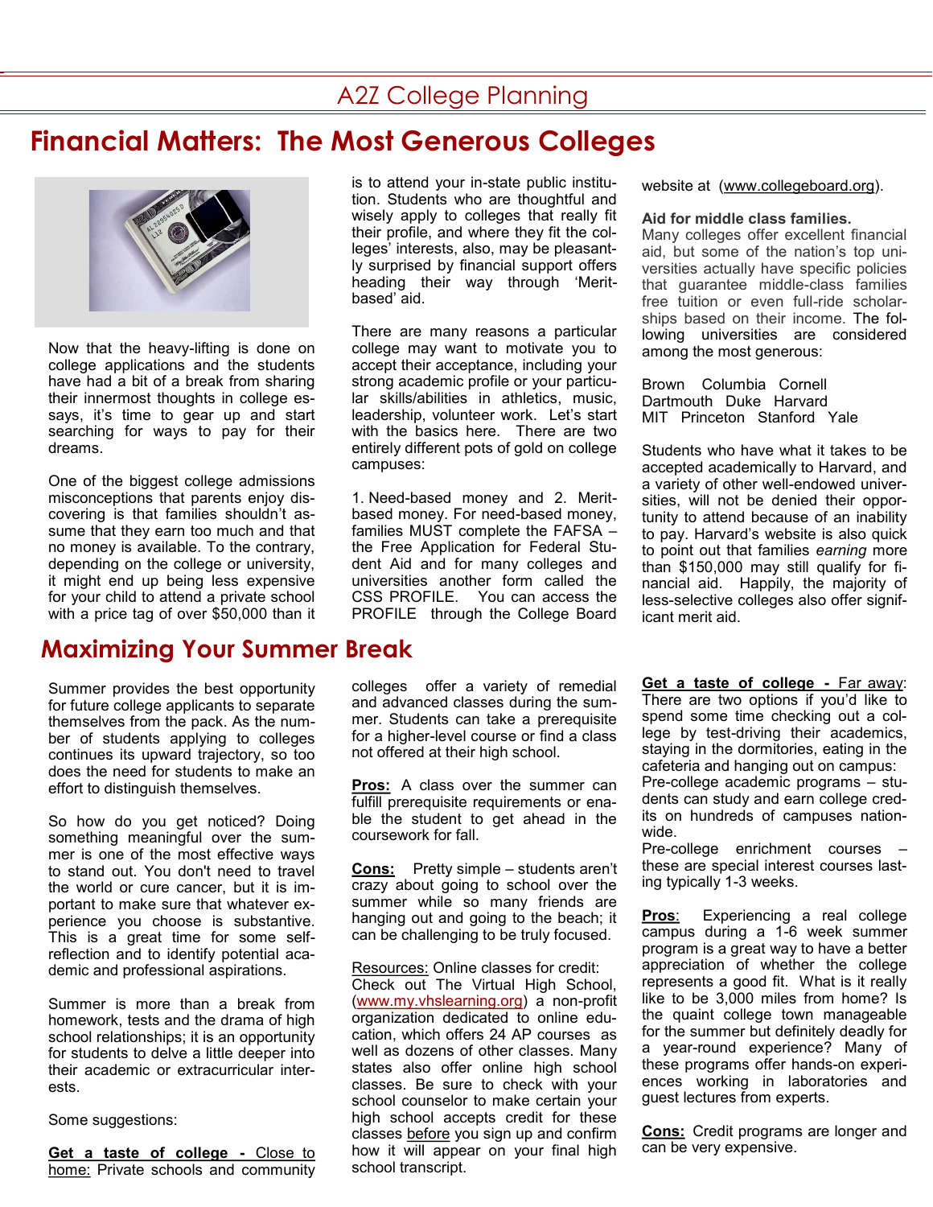# Financial Matters: The Most Generous Colleges

Now that the heavy-lifting is done on college applications and the students have had a bit of a break from sharing their innermost thoughts in college essays, it's time to gear up and start searching for ways to pay for their dreams.

One of the biggest college admissions misconceptions that parents enjoy discovering is that families shouldn't assume that they earn too much and that no money is available. To the contrary, depending on the college or university, it might end up being less expensive for your child to attend a private school with a price tag of over $50,000 than it is to attend your in-state public institution. Students who are thoughtful and wisely apply to colleges that really fit their profile, and where they fit the colleges' interests, also, may be pleasantly surprised by financial support offers heading their way through 'Merit-based' aid.

There are many reasons a particular college may want to motivate you to accept their acceptance, including your strong academic profile or your particular skills/abilities in athletics, music, leadership, volunteer work. Let's start with the basics here. There are two entirely different pots of gold on college campuses:

1. Need-based money and 2. Merit-based money. For need-based money, families MUST complete the FAFSA – the Free Application for Federal Student Aid and for many colleges and universities another form called the CSS PROFILE. You can access the PROFILE through the College Board website at (www.collegeboard.org).

**Aid for middle class families.**
Many colleges offer excellent financial aid, but some of the nation's top universities actually have specific policies that guarantee middle-class families free tuition or even full-ride scholarships based on their income. The following universities are considered among the most generous:

Brown Columbia Cornell
Dartmouth Duke Harvard
MIT Princeton Stanford Yale

Students who have what it takes to be accepted academically to Harvard, and a variety of other well-endowed universities, will not be denied their opportunity to attend because of an inability to pay. Harvard's website is also quick to point out that families *earning* more than $150,000 may still qualify for financial aid. Happily, the majority of less-selective colleges also offer significant merit aid.

# Maximizing Your Summer Break

Summer provides the best opportunity for future college applicants to separate themselves from the pack. As the number of students applying to colleges continues its upward trajectory, so too does the need for students to make an effort to distinguish themselves.

So how do you get noticed? Doing something meaningful over the summer is one of the most effective ways to stand out. You don't need to travel the world or cure cancer, but it is important to make sure that whatever experience you choose is substantive. This is a great time for some self-reflection and to identify potential academic and professional aspirations.

Summer is more than a break from homework, tests and the drama of high school relationships; it is an opportunity for students to delve a little deeper into their academic or extracurricular interests.

Some suggestions:

**Get a taste of college - Close to home:** Private schools and community colleges offer a variety of remedial and advanced classes during the summer. Students can take a prerequisite for a higher-level course or find a class not offered at their high school.

**Pros:** A class over the summer can fulfill prerequisite requirements or enable the student to get ahead in the coursework for fall.

**Cons:** Pretty simple – students aren't crazy about going to school over the summer while so many friends are hanging out and going to the beach; it can be challenging to be truly focused.

Resources: Online classes for credit:
Check out The Virtual High School, (www.my.vhslearning.org) a non-profit organization dedicated to online education, which offers 24 AP courses as well as dozens of other classes. Many states also offer online high school classes. Be sure to check with your school counselor to make certain your high school accepts credit for these classes before you sign up and confirm how it will appear on your final high school transcript.

**Get a taste of college - Far away:** There are two options if you'd like to spend some time checking out a college by test-driving their academics, staying in the dormitories, eating in the cafeteria and hanging out on campus:
Pre-college academic programs – students can study and earn college credits on hundreds of campuses nationwide.
Pre-college enrichment courses – these are special interest courses lasting typically 1-3 weeks.

**Pros**: Experiencing a real college campus during a 1-6 week summer program is a great way to have a better appreciation of whether the college represents a good fit. What is it really like to be 3,000 miles from home? Is the quaint college town manageable for the summer but definitely deadly for a year-round experience? Many of these programs offer hands-on experiences working in laboratories and guest lectures from experts.

**Cons:** Credit programs are longer and can be very expensive.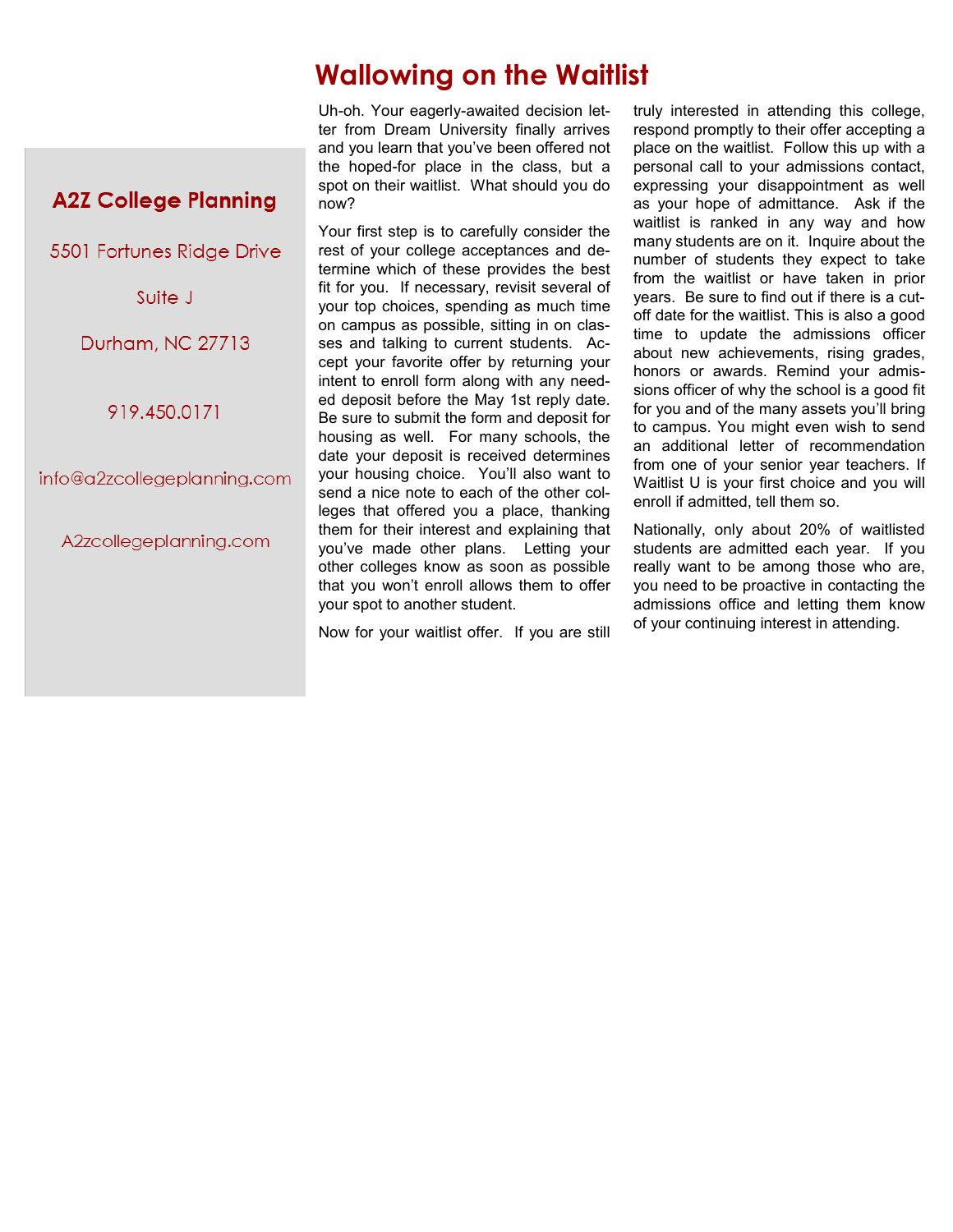# Wallowing on the Waitlist

Uh-oh. Your eagerly-awaited decision letter from Dream University finally arrives and you learn that you've been offered not the hoped-for place in the class, but a spot on their waitlist. What should you do now?

Your first step is to carefully consider the rest of your college acceptances and determine which of these provides the best fit for you. If necessary, revisit several of your top choices, spending as much time on campus as possible, sitting in on classes and talking to current students. Accept your favorite offer by returning your intent to enroll form along with any needed deposit before the May 1st reply date. Be sure to submit the form and deposit for housing as well. For many schools, the date your deposit is received determines your housing choice. You'll also want to send a nice note to each of the other colleges that offered you a place, thanking them for their interest and explaining that you've made other plans. Letting your other colleges know as soon as possible that you won't enroll allows them to offer your spot to another student.

Now for your waitlist offer. If you are still truly interested in attending this college, respond promptly to their offer accepting a place on the waitlist. Follow this up with a personal call to your admissions contact, expressing your disappointment as well as your hope of admittance. Ask if the waitlist is ranked in any way and how many students are on it. Inquire about the number of students they expect to take from the waitlist or have taken in prior years. Be sure to find out if there is a cut-off date for the waitlist. This is also a good time to update the admissions officer about new achievements, rising grades, honors or awards. Remind your admissions officer of why the school is a good fit for you and of the many assets you'll bring to campus. You might even wish to send an additional letter of recommendation from one of your senior year teachers. If Waitlist U is your first choice and you will enroll if admitted, tell them so.

Nationally, only about 20% of waitlisted students are admitted each year. If you really want to be among those who are, you need to be proactive in contacting the admissions office and letting them know of your continuing interest in attending.

**A2Z College Planning**

5501 Fortunes Ridge Drive

Suite J

Durham, NC 27713

919.450.0171

info@a2zcollegeplanning.com

A2zcollegeplanning.com